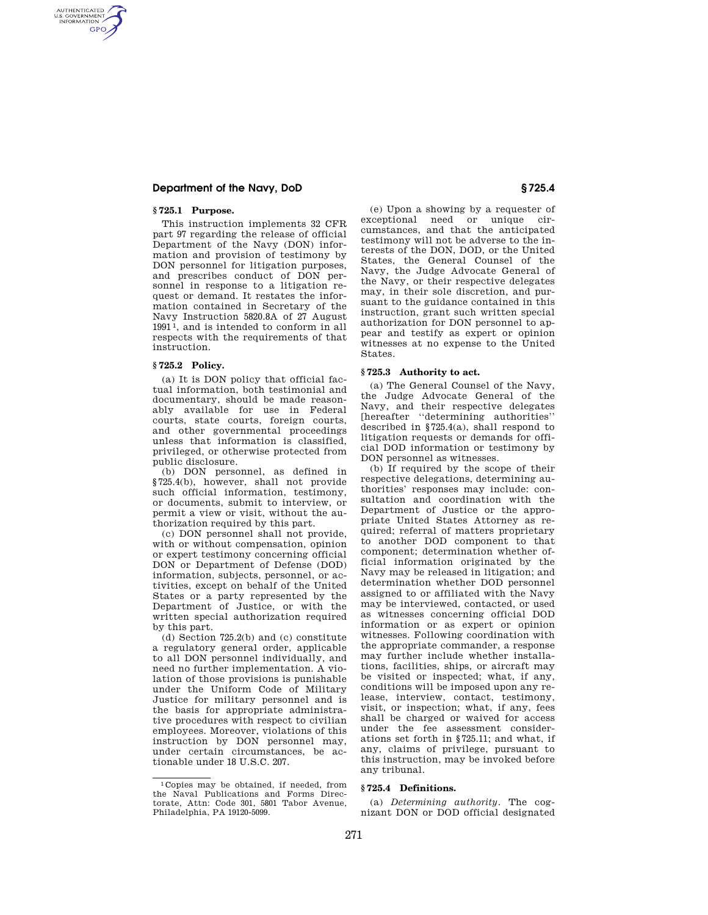### § 725.1 Purpose.

This instruction implements 32 CFR part 97 regarding the release of official Department of the Navy (DON) information and provision of testimony by DON personnel for litigation purposes, and prescribes conduct of DON personnel in response to a litigation request or demand. It restates the information contained in Secretary of the Navy Instruction 5820.8A of 27 August 1991[1], and is intended to conform in all respects with the requirements of that instruction.

### § 725.2 Policy.

(a) It is DON policy that official factual information, both testimonial and documentary, should be made reasonably available for use in Federal courts, state courts, foreign courts, and other governmental proceedings unless that information is classified, privileged, or otherwise protected from public disclosure.

(b) DON personnel, as defined in §725.4(b), however, shall not provide such official information, testimony, or documents, submit to interview, or permit a view or visit, without the authorization required by this part.

(c) DON personnel shall not provide, with or without compensation, opinion or expert testimony concerning official DON or Department of Defense (DOD) information, subjects, personnel, or activities, except on behalf of the United States or a party represented by the Department of Justice, or with the written special authorization required by this part.

(d) Section 725.2(b) and (c) constitute a regulatory general order, applicable to all DON personnel individually, and need no further implementation. A violation of those provisions is punishable under the Uniform Code of Military Justice for military personnel and is the basis for appropriate administrative procedures with respect to civilian employees. Moreover, violations of this instruction by DON personnel may, under certain circumstances, be actionable under 18 U.S.C. 207.

(e) Upon a showing by a requester of exceptional need or unique circumstances, and that the anticipated testimony will not be adverse to the interests of the DON, DOD, or the United States, the General Counsel of the Navy, the Judge Advocate General of the Navy, or their respective delegates may, in their sole discretion, and pursuant to the guidance contained in this instruction, grant such written special authorization for DON personnel to appear and testify as expert or opinion witnesses at no expense to the United States.

### § 725.3 Authority to act.

(a) The General Counsel of the Navy, the Judge Advocate General of the Navy, and their respective delegates [hereafter "determining authorities" described in §725.4(a), shall respond to litigation requests or demands for official DOD information or testimony by DON personnel as witnesses.

(b) If required by the scope of their respective delegations, determining authorities' responses may include: consultation and coordination with the Department of Justice or the appropriate United States Attorney as required; referral of matters proprietary to another DOD component to that component; determination whether official information originated by the Navy may be released in litigation; and determination whether DOD personnel assigned to or affiliated with the Navy may be interviewed, contacted, or used as witnesses concerning official DOD information or as expert or opinion witnesses. Following coordination with the appropriate commander, a response may further include whether installations, facilities, ships, or aircraft may be visited or inspected; what, if any, conditions will be imposed upon any release, interview, contact, testimony, visit, or inspection; what, if any, fees shall be charged or waived for access under the fee assessment considerations set forth in §725.11; and what, if any, claims of privilege, pursuant to this instruction, may be invoked before any tribunal.

### § 725.4 Definitions.

(a) *Determining authority.* The cognizant DON or DOD official designated

[1] Copies may be obtained, if needed, from the Naval Publications and Forms Directorate, Attn: Code 301, 5801 Tabor Avenue, Philadelphia, PA 19120-5099.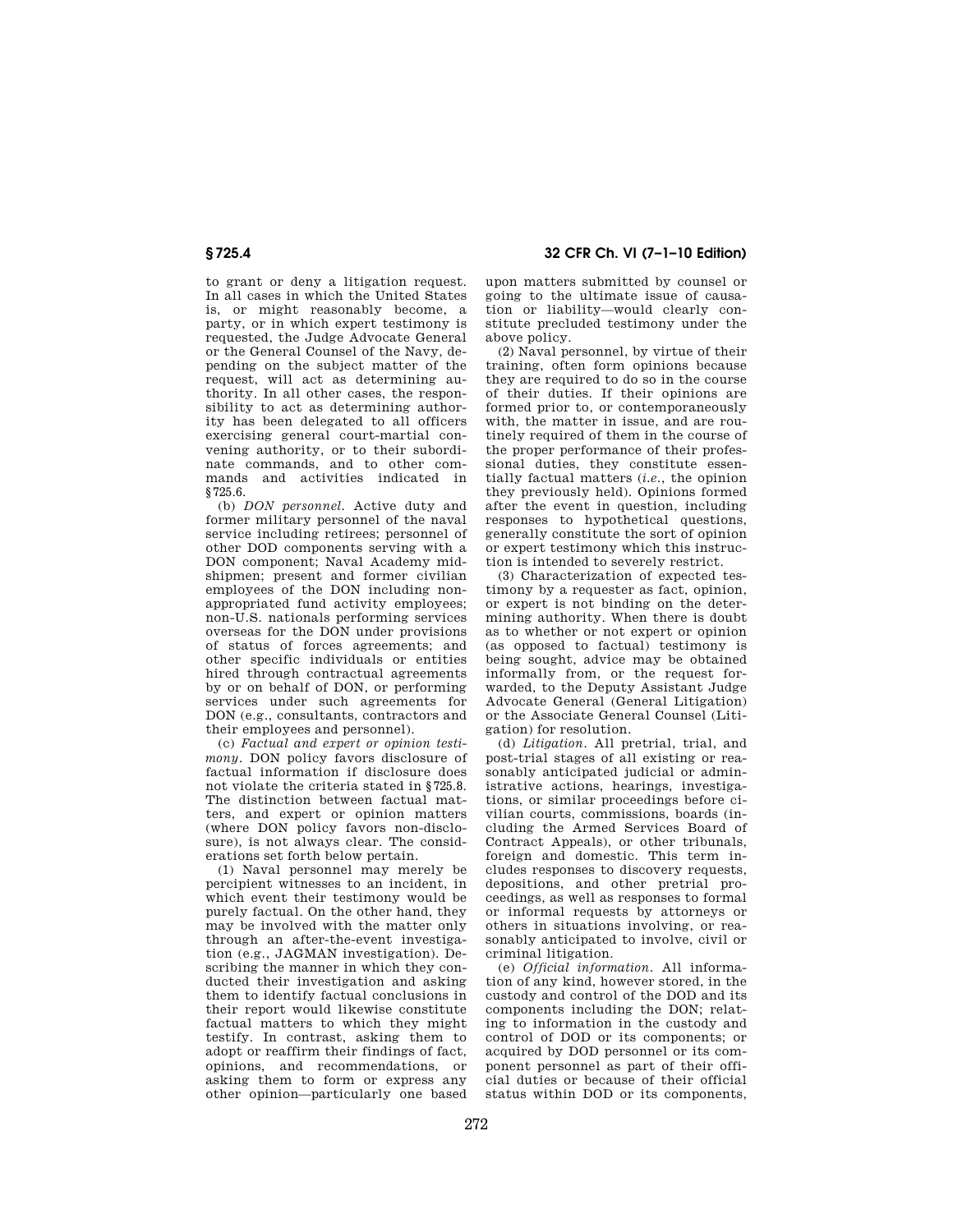to grant or deny a litigation request. In all cases in which the United States is, or might reasonably become, a party, or in which expert testimony is requested, the Judge Advocate General or the General Counsel of the Navy, depending on the subject matter of the request, will act as determining authority. In all other cases, the responsibility to act as determining authority has been delegated to all officers exercising general court-martial convening authority, or to their subordinate commands, and to other commands and activities indicated in §725.6.

(b) *DON personnel.* Active duty and former military personnel of the naval service including retirees; personnel of other DOD components serving with a DON component; Naval Academy midshipmen; present and former civilian employees of the DON including nonappropriated fund activity employees; non-U.S. nationals performing services overseas for the DON under provisions of status of forces agreements; and other specific individuals or entities hired through contractual agreements by or on behalf of DON, or performing services under such agreements for DON (e.g., consultants, contractors and their employees and personnel).

(c) *Factual and expert or opinion testimony.* DON policy favors disclosure of factual information if disclosure does not violate the criteria stated in §725.8. The distinction between factual matters, and expert or opinion matters (where DON policy favors non-disclosure), is not always clear. The considerations set forth below pertain.

(1) Naval personnel may merely be percipient witnesses to an incident, in which event their testimony would be purely factual. On the other hand, they may be involved with the matter only through an after-the-event investigation (e.g., JAGMAN investigation). Describing the manner in which they conducted their investigation and asking them to identify factual conclusions in their report would likewise constitute factual matters to which they might testify. In contrast, asking them to adopt or reaffirm their findings of fact, opinions, and recommendations, or asking them to form or express any other opinion—particularly one based upon matters submitted by counsel or going to the ultimate issue of causation or liability—would clearly constitute precluded testimony under the above policy.

(2) Naval personnel, by virtue of their training, often form opinions because they are required to do so in the course of their duties. If their opinions are formed prior to, or contemporaneously with, the matter in issue, and are routinely required of them in the course of the proper performance of their professional duties, they constitute essentially factual matters (*i.e.*, the opinion they previously held). Opinions formed after the event in question, including responses to hypothetical questions, generally constitute the sort of opinion or expert testimony which this instruction is intended to severely restrict.

(3) Characterization of expected testimony by a requester as fact, opinion, or expert is not binding on the determining authority. When there is doubt as to whether or not expert or opinion (as opposed to factual) testimony is being sought, advice may be obtained informally from, or the request forwarded, to the Deputy Assistant Judge Advocate General (General Litigation) or the Associate General Counsel (Litigation) for resolution.

(d) *Litigation.* All pretrial, trial, and post-trial stages of all existing or reasonably anticipated judicial or administrative actions, hearings, investigations, or similar proceedings before civilian courts, commissions, boards (including the Armed Services Board of Contract Appeals), or other tribunals, foreign and domestic. This term includes responses to discovery requests, depositions, and other pretrial proceedings, as well as responses to formal or informal requests by attorneys or others in situations involving, or reasonably anticipated to involve, civil or criminal litigation.

(e) *Official information.* All information of any kind, however stored, in the custody and control of the DOD and its components including the DON; relating to information in the custody and control of DOD or its components; or acquired by DOD personnel or its component personnel as part of their official duties or because of their official status within DOD or its components,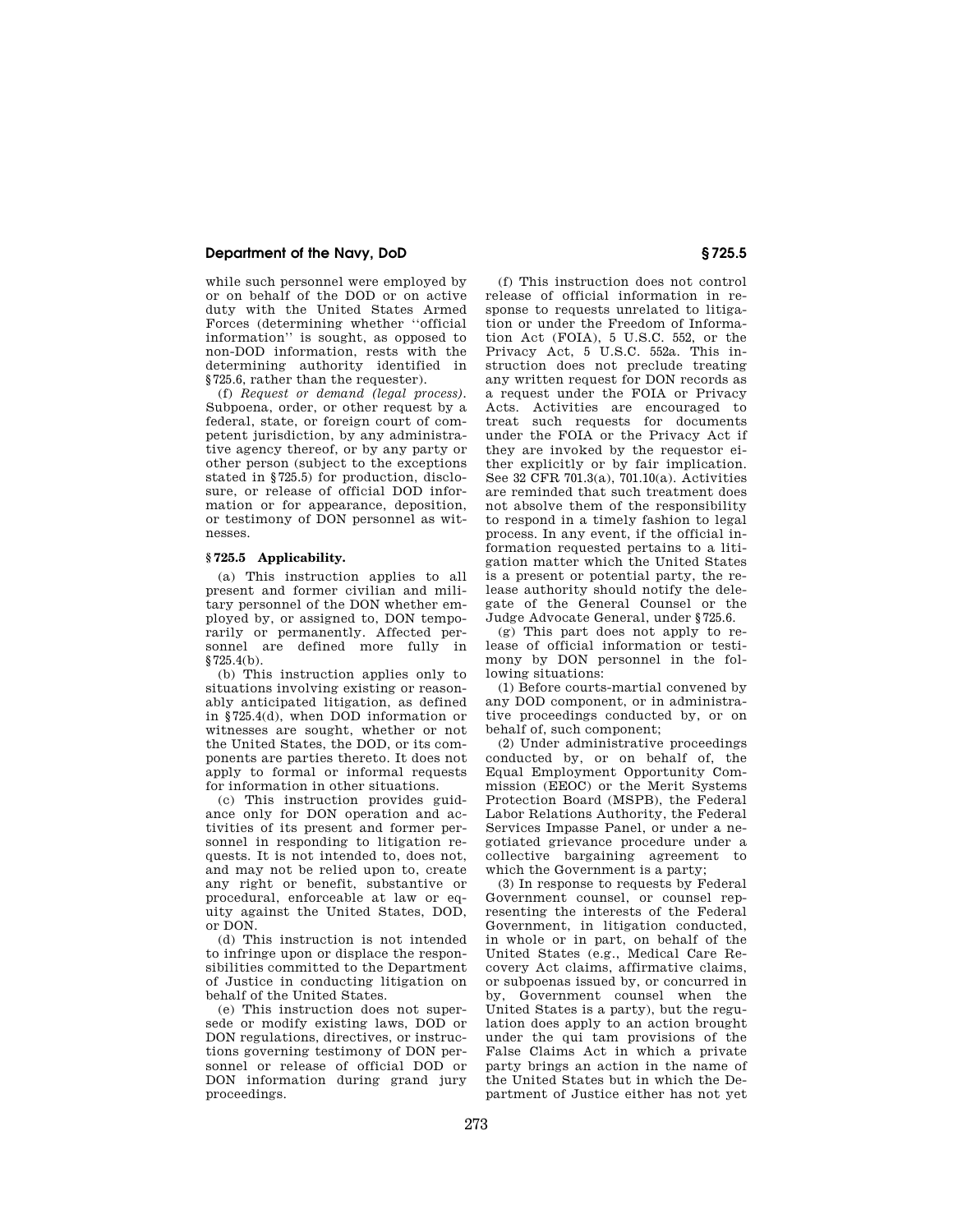while such personnel were employed by or on behalf of the DOD or on active duty with the United States Armed Forces (determining whether ''official information'' is sought, as opposed to non-DOD information, rests with the determining authority identified in §725.6, rather than the requester).

(f) *Request or demand (legal process).* Subpoena, order, or other request by a federal, state, or foreign court of competent jurisdiction, by any administrative agency thereof, or by any party or other person (subject to the exceptions stated in §725.5) for production, disclosure, or release of official DOD information or for appearance, deposition, or testimony of DON personnel as witnesses.

### § 725.5 Applicability.

(a) This instruction applies to all present and former civilian and military personnel of the DON whether employed by, or assigned to, DON temporarily or permanently. Affected personnel are defined more fully in §725.4(b).

(b) This instruction applies only to situations involving existing or reasonably anticipated litigation, as defined in §725.4(d), when DOD information or witnesses are sought, whether or not the United States, the DOD, or its components are parties thereto. It does not apply to formal or informal requests for information in other situations.

(c) This instruction provides guidance only for DON operation and activities of its present and former personnel in responding to litigation requests. It is not intended to, does not, and may not be relied upon to, create any right or benefit, substantive or procedural, enforceable at law or equity against the United States, DOD, or DON.

(d) This instruction is not intended to infringe upon or displace the responsibilities committed to the Department of Justice in conducting litigation on behalf of the United States.

(e) This instruction does not supersede or modify existing laws, DOD or DON regulations, directives, or instructions governing testimony of DON personnel or release of official DOD or DON information during grand jury proceedings.

(f) This instruction does not control release of official information in response to requests unrelated to litigation or under the Freedom of Information Act (FOIA), 5 U.S.C. 552, or the Privacy Act, 5 U.S.C. 552a. This instruction does not preclude treating any written request for DON records as a request under the FOIA or Privacy Acts. Activities are encouraged to treat such requests for documents under the FOIA or the Privacy Act if they are invoked by the requestor either explicitly or by fair implication. See 32 CFR 701.3(a), 701.10(a). Activities are reminded that such treatment does not absolve them of the responsibility to respond in a timely fashion to legal process. In any event, if the official information requested pertains to a litigation matter which the United States is a present or potential party, the release authority should notify the delegate of the General Counsel or the Judge Advocate General, under §725.6.

(g) This part does not apply to release of official information or testimony by DON personnel in the following situations:

(1) Before courts-martial convened by any DOD component, or in administrative proceedings conducted by, or on behalf of, such component;

(2) Under administrative proceedings conducted by, or on behalf of, the Equal Employment Opportunity Commission (EEOC) or the Merit Systems Protection Board (MSPB), the Federal Labor Relations Authority, the Federal Services Impasse Panel, or under a negotiated grievance procedure under a collective bargaining agreement to which the Government is a party;

(3) In response to requests by Federal Government counsel, or counsel representing the interests of the Federal Government, in litigation conducted, in whole or in part, on behalf of the United States (e.g., Medical Care Recovery Act claims, affirmative claims, or subpoenas issued by, or concurred in by, Government counsel when the United States is a party), but the regulation does apply to an action brought under the qui tam provisions of the False Claims Act in which a private party brings an action in the name of the United States but in which the Department of Justice either has not yet